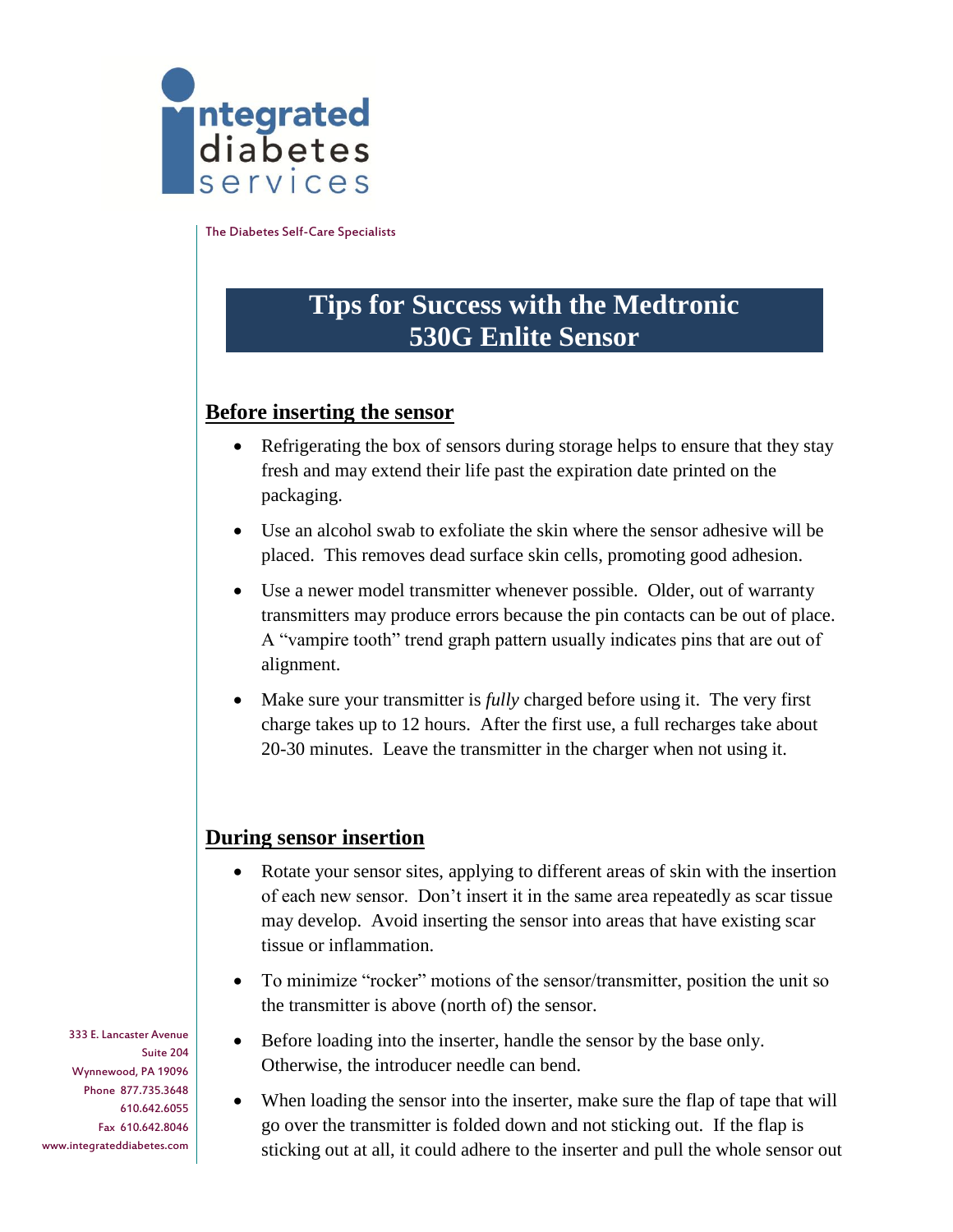integrated diabetes services

The Diabetes Self-Care Specialists

# Tips for Success with the Medtronic 530G Enlite Sensor

## Before inserting the sensor

- Refrigerating the box of sensors during storage helps to ensure that they stay fresh and may extend their life past the expiration date printed on the packaging.
- Use an alcohol swab to exfoliate the skin where the sensor adhesive will be placed. This removes dead surface skin cells, promoting good adhesion.
- Use a newer model transmitter whenever possible. Older, out of warranty transmitters may produce errors because the pin contacts can be out of place. A "vampire tooth" trend graph pattern usually indicates pins that are out of alignment.
- Make sure your transmitter is *fully* charged before using it. The very first charge takes up to 12 hours. After the first use, a full recharges take about 20-30 minutes. Leave the transmitter in the charger when not using it.

## During sensor insertion

- Rotate your sensor sites, applying to different areas of skin with the insertion of each new sensor. Don't insert it in the same area repeatedly as scar tissue may develop. Avoid inserting the sensor into areas that have existing scar tissue or inflammation.
- To minimize "rocker" motions of the sensor/transmitter, position the unit so the transmitter is above (north of) the sensor.
- Before loading into the inserter, handle the sensor by the base only. Otherwise, the introducer needle can bend.
- When loading the sensor into the inserter, make sure the flap of tape that will go over the transmitter is folded down and not sticking out. If the flap is sticking out at all, it could adhere to the inserter and pull the whole sensor out

333 E. Lancaster Avenue
Suite 204
Wynnewood, PA 19096
Phone 877.735.3648
610.642.6055
Fax 610.642.8046
www.integrateddiabetes.com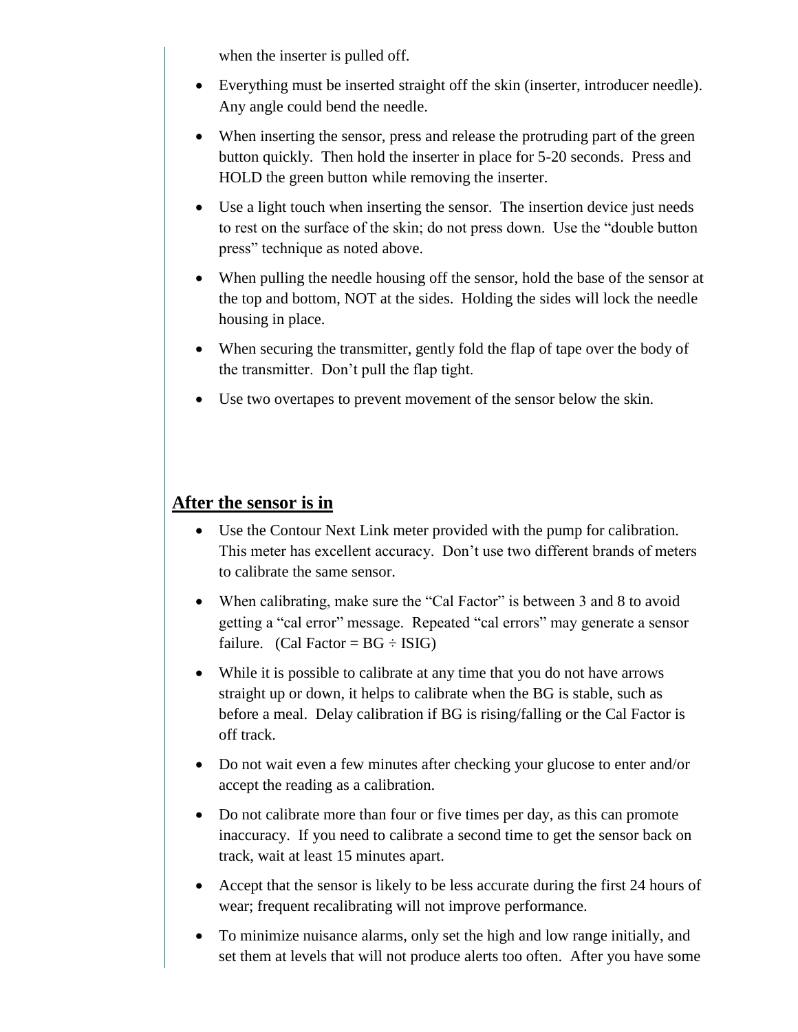when the inserter is pulled off.

- Everything must be inserted straight off the skin (inserter, introducer needle). Any angle could bend the needle.
- When inserting the sensor, press and release the protruding part of the green button quickly. Then hold the inserter in place for 5-20 seconds. Press and HOLD the green button while removing the inserter.
- Use a light touch when inserting the sensor. The insertion device just needs to rest on the surface of the skin; do not press down. Use the "double button press" technique as noted above.
- When pulling the needle housing off the sensor, hold the base of the sensor at the top and bottom, NOT at the sides. Holding the sides will lock the needle housing in place.
- When securing the transmitter, gently fold the flap of tape over the body of the transmitter. Don't pull the flap tight.
- Use two overtapes to prevent movement of the sensor below the skin.

## After the sensor is in

- Use the Contour Next Link meter provided with the pump for calibration. This meter has excellent accuracy. Don't use two different brands of meters to calibrate the same sensor.
- When calibrating, make sure the "Cal Factor" is between 3 and 8 to avoid getting a "cal error" message. Repeated "cal errors" may generate a sensor failure. (Cal Factor = BG ÷ ISIG)
- While it is possible to calibrate at any time that you do not have arrows straight up or down, it helps to calibrate when the BG is stable, such as before a meal. Delay calibration if BG is rising/falling or the Cal Factor is off track.
- Do not wait even a few minutes after checking your glucose to enter and/or accept the reading as a calibration.
- Do not calibrate more than four or five times per day, as this can promote inaccuracy. If you need to calibrate a second time to get the sensor back on track, wait at least 15 minutes apart.
- Accept that the sensor is likely to be less accurate during the first 24 hours of wear; frequent recalibrating will not improve performance.
- To minimize nuisance alarms, only set the high and low range initially, and set them at levels that will not produce alerts too often. After you have some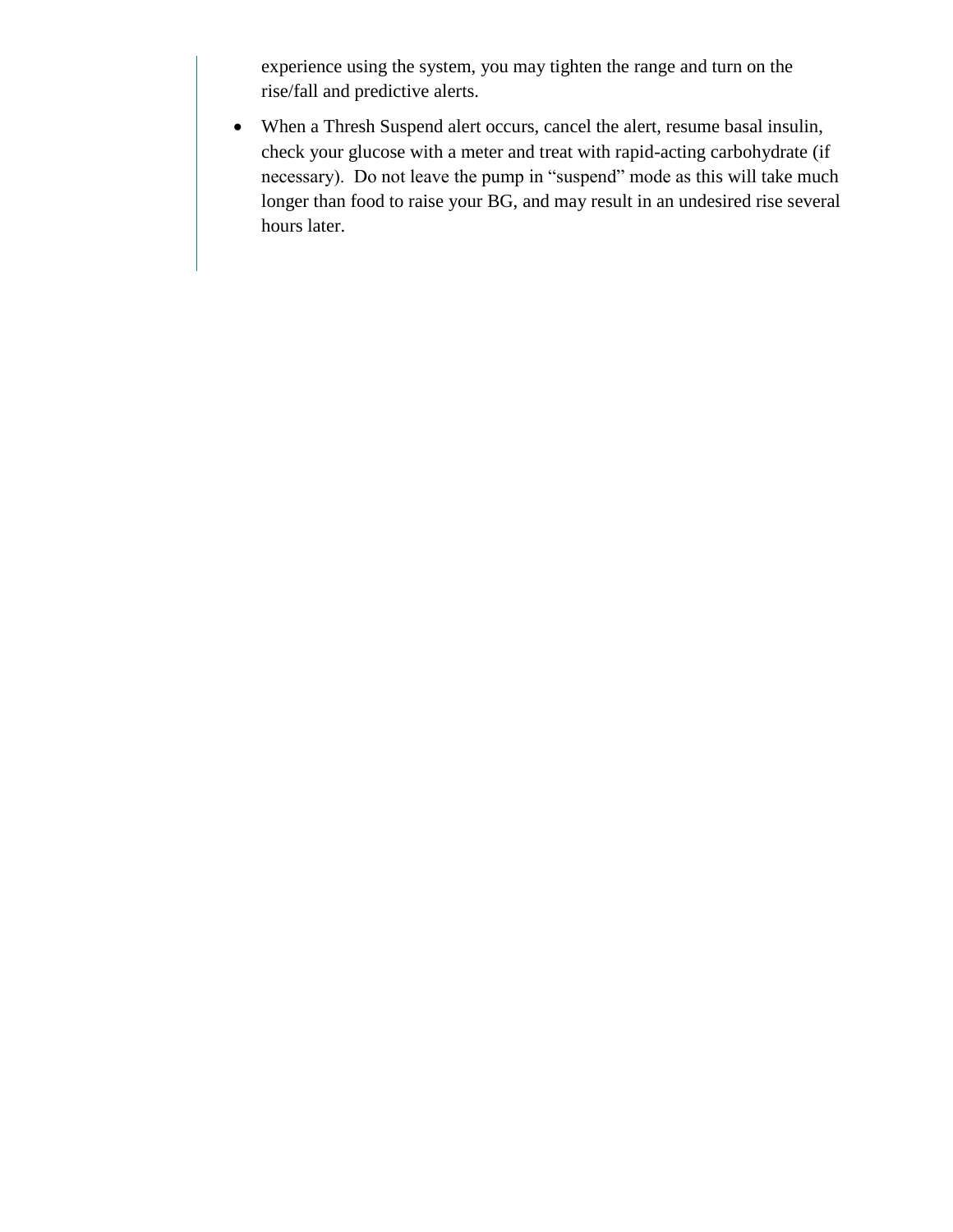experience using the system, you may tighten the range and turn on the rise/fall and predictive alerts.

- When a Thresh Suspend alert occurs, cancel the alert, resume basal insulin, check your glucose with a meter and treat with rapid-acting carbohydrate (if necessary). Do not leave the pump in "suspend" mode as this will take much longer than food to raise your BG, and may result in an undesired rise several hours later.